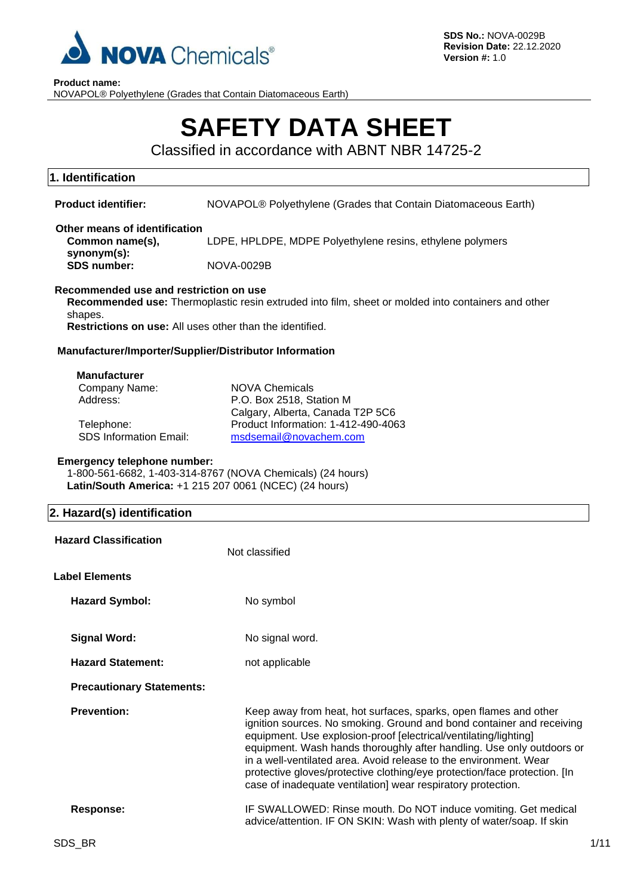**SDS No.:** NOVA-0029B
**Revision Date:** 22.12.2020
**Version #:** 1.0

**Product name:**
NOVAPOL® Polyethylene (Grades that Contain Diatomaceous Earth)

# SAFETY DATA SHEET

Classified in accordance with ABNT NBR 14725-2

## 1. Identification

**Product identifier:** NOVAPOL® Polyethylene (Grades that Contain Diatomaceous Earth)

**Other means of identification**

**Common name(s), synonym(s):** LDPE, HPLDPE, MDPE Polyethylene resins, ethylene polymers

**SDS number:** NOVA-0029B

**Recommended use and restriction on use**

**Recommended use:** Thermoplastic resin extruded into film, sheet or molded into containers and other shapes.

**Restrictions on use:** All uses other than the identified.

**Manufacturer/Importer/Supplier/Distributor Information**

**Manufacturer**

Company Name: NOVA Chemicals

Address: P.O. Box 2518, Station M
Calgary, Alberta, Canada T2P 5C6

Telephone: Product Information: 1-412-490-4063

SDS Information Email: msdsemail@novachem.com

**Emergency telephone number:**
1-800-561-6682, 1-403-314-8767 (NOVA Chemicals) (24 hours)
**Latin/South America:** +1 215 207 0061 (NCEC) (24 hours)

## 2. Hazard(s) identification

**Hazard Classification** Not classified

**Label Elements**

**Hazard Symbol:** No symbol

**Signal Word:** No signal word.

**Hazard Statement:** not applicable

**Precautionary Statements:**

**Prevention:** Keep away from heat, hot surfaces, sparks, open flames and other ignition sources. No smoking. Ground and bond container and receiving equipment. Use explosion-proof [electrical/ventilating/lighting] equipment. Wash hands thoroughly after handling. Use only outdoors or in a well-ventilated area. Avoid release to the environment. Wear protective gloves/protective clothing/eye protection/face protection. [In case of inadequate ventilation] wear respiratory protection.

**Response:** IF SWALLOWED: Rinse mouth. Do NOT induce vomiting. Get medical advice/attention. IF ON SKIN: Wash with plenty of water/soap. If skin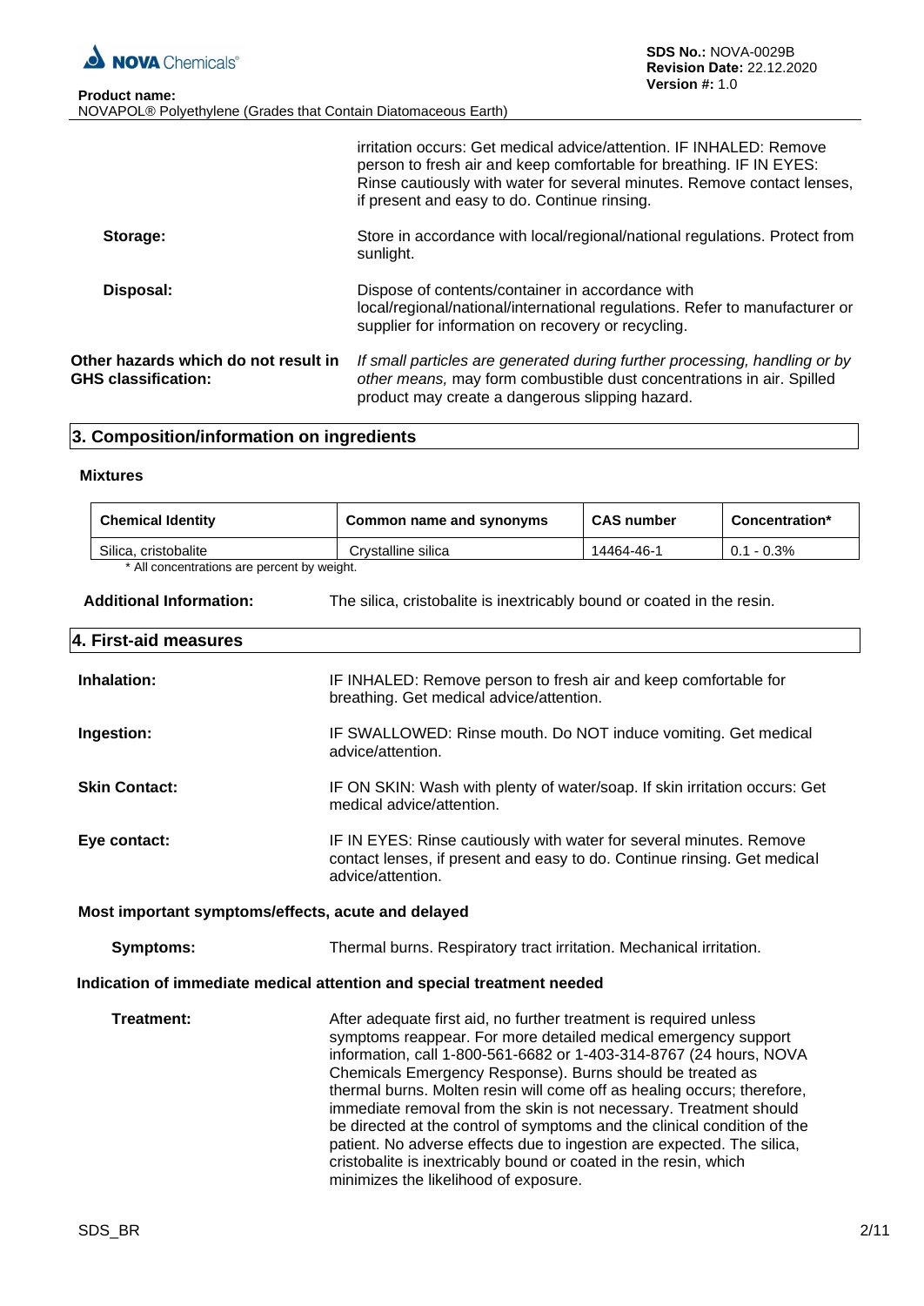irritation occurs: Get medical advice/attention. IF INHALED: Remove person to fresh air and keep comfortable for breathing. IF IN EYES: Rinse cautiously with water for several minutes. Remove contact lenses, if present and easy to do. Continue rinsing.

**Storage:** Store in accordance with local/regional/national regulations. Protect from sunlight.

**Disposal:** Dispose of contents/container in accordance with local/regional/national/international regulations. Refer to manufacturer or supplier for information on recovery or recycling.

**Other hazards which do not result in GHS classification:** *If small particles are generated during further processing, handling or by other means,* may form combustible dust concentrations in air. Spilled product may create a dangerous slipping hazard.

## 3. Composition/information on ingredients

### Mixtures

| Chemical Identity | Common name and synonyms | CAS number | Concentration* |
|---|---|---|---|
| Silica, cristobalite | Crystalline silica | 14464-46-1 | 0.1 - 0.3% |

\* All concentrations are percent by weight.

**Additional Information:** The silica, cristobalite is inextricably bound or coated in the resin.

## 4. First-aid measures

**Inhalation:** IF INHALED: Remove person to fresh air and keep comfortable for breathing. Get medical advice/attention.

**Ingestion:** IF SWALLOWED: Rinse mouth. Do NOT induce vomiting. Get medical advice/attention.

**Skin Contact:** IF ON SKIN: Wash with plenty of water/soap. If skin irritation occurs: Get medical advice/attention.

**Eye contact:** IF IN EYES: Rinse cautiously with water for several minutes. Remove contact lenses, if present and easy to do. Continue rinsing. Get medical advice/attention.

### Most important symptoms/effects, acute and delayed

**Symptoms:** Thermal burns. Respiratory tract irritation. Mechanical irritation.

### Indication of immediate medical attention and special treatment needed

**Treatment:** After adequate first aid, no further treatment is required unless symptoms reappear. For more detailed medical emergency support information, call 1-800-561-6682 or 1-403-314-8767 (24 hours, NOVA Chemicals Emergency Response). Burns should be treated as thermal burns. Molten resin will come off as healing occurs; therefore, immediate removal from the skin is not necessary. Treatment should be directed at the control of symptoms and the clinical condition of the patient. No adverse effects due to ingestion are expected. The silica, cristobalite is inextricably bound or coated in the resin, which minimizes the likelihood of exposure.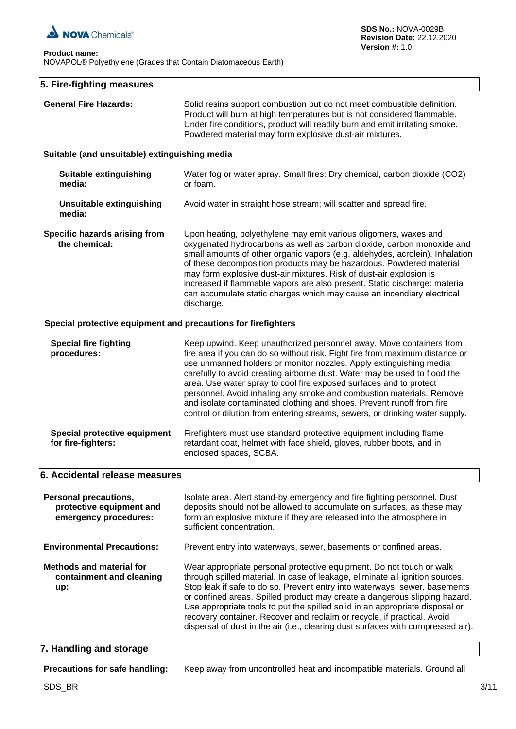## 5. Fire-fighting measures

**General Fire Hazards:** Solid resins support combustion but do not meet combustible definition. Product will burn at high temperatures but is not considered flammable. Under fire conditions, product will readily burn and emit irritating smoke. Powdered material may form explosive dust-air mixtures.

### Suitable (and unsuitable) extinguishing media

**Suitable extinguishing media:** Water fog or water spray. Small fires: Dry chemical, carbon dioxide ($CO_2$) or foam.

**Unsuitable extinguishing media:** Avoid water in straight hose stream; will scatter and spread fire.

**Specific hazards arising from the chemical:** Upon heating, polyethylene may emit various oligomers, waxes and oxygenated hydrocarbons as well as carbon dioxide, carbon monoxide and small amounts of other organic vapors (e.g. aldehydes, acrolein). Inhalation of these decomposition products may be hazardous. Powdered material may form explosive dust-air mixtures. Risk of dust-air explosion is increased if flammable vapors are also present. Static discharge: material can accumulate static charges which may cause an incendiary electrical discharge.

### Special protective equipment and precautions for firefighters

**Special fire fighting procedures:** Keep upwind. Keep unauthorized personnel away. Move containers from fire area if you can do so without risk. Fight fire from maximum distance or use unmanned holders or monitor nozzles. Apply extinguishing media carefully to avoid creating airborne dust. Water may be used to flood the area. Use water spray to cool fire exposed surfaces and to protect personnel. Avoid inhaling any smoke and combustion materials. Remove and isolate contaminated clothing and shoes. Prevent runoff from fire control or dilution from entering streams, sewers, or drinking water supply.

**Special protective equipment for fire-fighters:** Firefighters must use standard protective equipment including flame retardant coat, helmet with face shield, gloves, rubber boots, and in enclosed spaces, SCBA.

## 6. Accidental release measures

**Personal precautions, protective equipment and emergency procedures:** Isolate area. Alert stand-by emergency and fire fighting personnel. Dust deposits should not be allowed to accumulate on surfaces, as these may form an explosive mixture if they are released into the atmosphere in sufficient concentration.

**Environmental Precautions:** Prevent entry into waterways, sewer, basements or confined areas.

**Methods and material for containment and cleaning up:** Wear appropriate personal protective equipment. Do not touch or walk through spilled material. In case of leakage, eliminate all ignition sources. Stop leak if safe to do so. Prevent entry into waterways, sewer, basements or confined areas. Spilled product may create a dangerous slipping hazard. Use appropriate tools to put the spilled solid in an appropriate disposal or recovery container. Recover and reclaim or recycle, if practical. Avoid dispersal of dust in the air (i.e., clearing dust surfaces with compressed air).

## 7. Handling and storage

**Precautions for safe handling:** Keep away from uncontrolled heat and incompatible materials. Ground all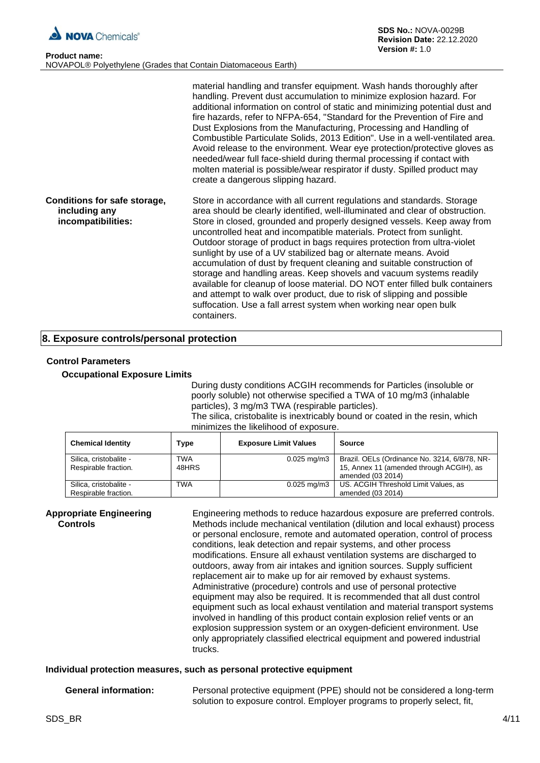material handling and transfer equipment. Wash hands thoroughly after handling. Prevent dust accumulation to minimize explosion hazard. For additional information on control of static and minimizing potential dust and fire hazards, refer to NFPA-654, "Standard for the Prevention of Fire and Dust Explosions from the Manufacturing, Processing and Handling of Combustible Particulate Solids, 2013 Edition". Use in a well-ventilated area. Avoid release to the environment. Wear eye protection/protective gloves as needed/wear full face-shield during thermal processing if contact with molten material is possible/wear respirator if dusty. Spilled product may create a dangerous slipping hazard.

**Conditions for safe storage, including any incompatibilities:** Store in accordance with all current regulations and standards. Storage area should be clearly identified, well-illuminated and clear of obstruction. Store in closed, grounded and properly designed vessels. Keep away from uncontrolled heat and incompatible materials. Protect from sunlight. Outdoor storage of product in bags requires protection from ultra-violet sunlight by use of a UV stabilized bag or alternate means. Avoid accumulation of dust by frequent cleaning and suitable construction of storage and handling areas. Keep shovels and vacuum systems readily available for cleanup of loose material. DO NOT enter filled bulk containers and attempt to walk over product, due to risk of slipping and possible suffocation. Use a fall arrest system when working near open bulk containers.

## 8. Exposure controls/personal protection

### Control Parameters

#### Occupational Exposure Limits

During dusty conditions ACGIH recommends for Particles (insoluble or poorly soluble) not otherwise specified a TWA of 10 mg/m3 (inhalable particles), 3 mg/m3 TWA (respirable particles).
The silica, cristobalite is inextricably bound or coated in the resin, which minimizes the likelihood of exposure.

| Chemical Identity | Type | Exposure Limit Values | Source |
|---|---|---|---|
| Silica, cristobalite - Respirable fraction. | TWA 48HRS | 0.025 mg/m3 | Brazil. OELs (Ordinance No. 3214, 6/8/78, NR-15, Annex 11 (amended through ACGIH), as amended (03 2014) |
| Silica, cristobalite - Respirable fraction. | TWA | 0.025 mg/m3 | US. ACGIH Threshold Limit Values, as amended (03 2014) |

**Appropriate Engineering Controls** Engineering methods to reduce hazardous exposure are preferred controls. Methods include mechanical ventilation (dilution and local exhaust) process or personal enclosure, remote and automated operation, control of process conditions, leak detection and repair systems, and other process modifications. Ensure all exhaust ventilation systems are discharged to outdoors, away from air intakes and ignition sources. Supply sufficient replacement air to make up for air removed by exhaust systems. Administrative (procedure) controls and use of personal protective equipment may also be required. It is recommended that all dust control equipment such as local exhaust ventilation and material transport systems involved in handling of this product contain explosion relief vents or an explosion suppression system or an oxygen-deficient environment. Use only appropriately classified electrical equipment and powered industrial trucks.

### Individual protection measures, such as personal protective equipment

**General information:** Personal protective equipment (PPE) should not be considered a long-term solution to exposure control. Employer programs to properly select, fit,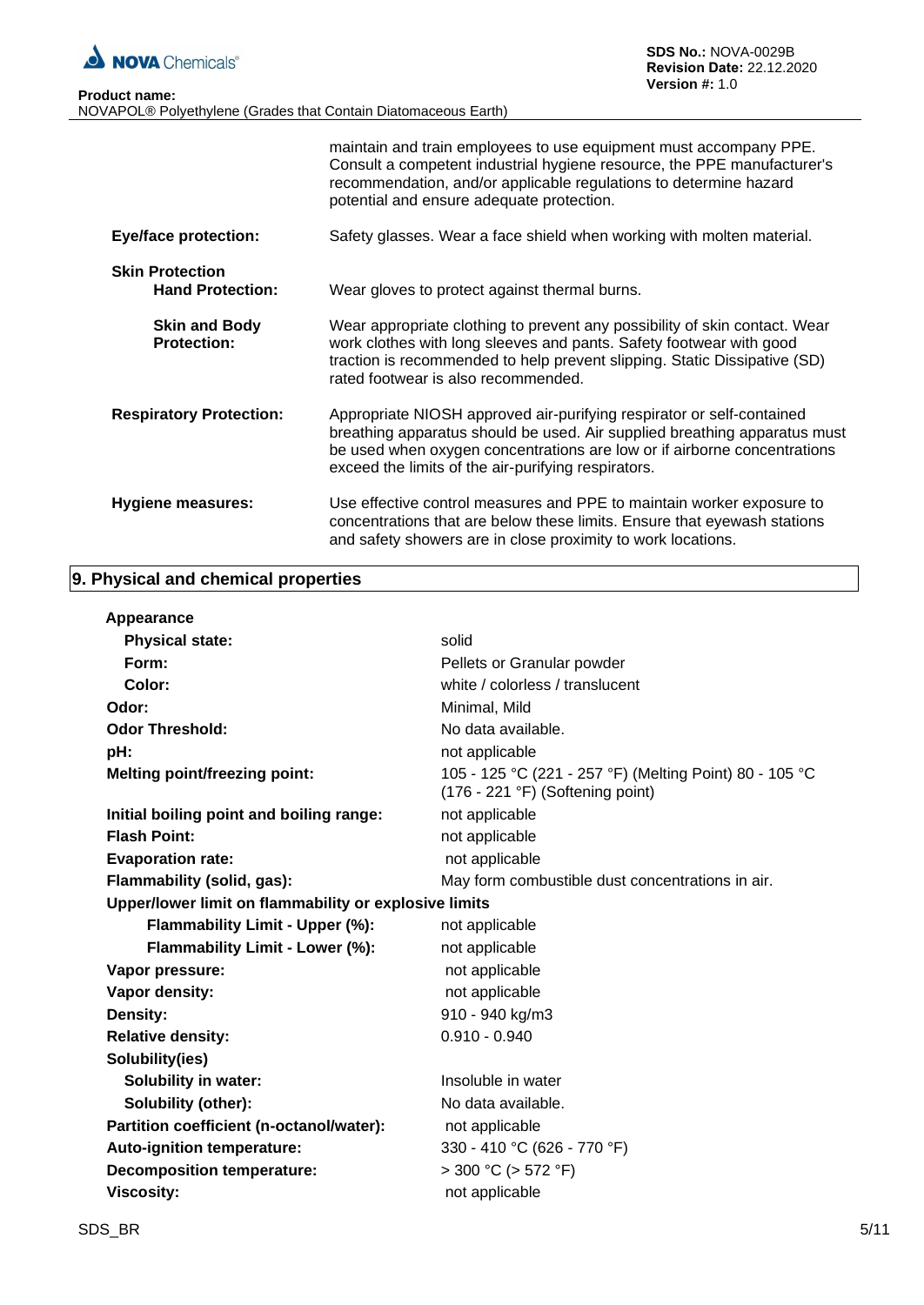| | |
|---|---|
| | maintain and train employees to use equipment must accompany PPE. Consult a competent industrial hygiene resource, the PPE manufacturer's recommendation, and/or applicable regulations to determine hazard potential and ensure adequate protection. |
| **Eye/face protection:** | Safety glasses. Wear a face shield when working with molten material. |
| **Skin Protection** | |
| **Hand Protection:** | Wear gloves to protect against thermal burns. |
| **Skin and Body Protection:** | Wear appropriate clothing to prevent any possibility of skin contact. Wear work clothes with long sleeves and pants. Safety footwear with good traction is recommended to help prevent slipping. Static Dissipative (SD) rated footwear is also recommended. |
| **Respiratory Protection:** | Appropriate NIOSH approved air-purifying respirator or self-contained breathing apparatus should be used. Air supplied breathing apparatus must be used when oxygen concentrations are low or if airborne concentrations exceed the limits of the air-purifying respirators. |
| **Hygiene measures:** | Use effective control measures and PPE to maintain worker exposure to concentrations that are below these limits. Ensure that eyewash stations and safety showers are in close proximity to work locations. |

## 9. Physical and chemical properties

| | |
|---|---|
| **Appearance** | |
| **Physical state:** | solid |
| **Form:** | Pellets or Granular powder |
| **Color:** | white / colorless / translucent |
| **Odor:** | Minimal, Mild |
| **Odor Threshold:** | No data available. |
| **pH:** | not applicable |
| **Melting point/freezing point:** | 105 - 125 °C (221 - 257 °F) (Melting Point) 80 - 105 °C (176 - 221 °F) (Softening point) |
| **Initial boiling point and boiling range:** | not applicable |
| **Flash Point:** | not applicable |
| **Evaporation rate:** | not applicable |
| **Flammability (solid, gas):** | May form combustible dust concentrations in air. |
| **Upper/lower limit on flammability or explosive limits** | |
| **Flammability Limit - Upper (%):** | not applicable |
| **Flammability Limit - Lower (%):** | not applicable |
| **Vapor pressure:** | not applicable |
| **Vapor density:** | not applicable |
| **Density:** | 910 - 940 kg/m3 |
| **Relative density:** | 0.910 - 0.940 |
| **Solubility(ies)** | |
| **Solubility in water:** | Insoluble in water |
| **Solubility (other):** | No data available. |
| **Partition coefficient (n-octanol/water):** | not applicable |
| **Auto-ignition temperature:** | 330 - 410 °C (626 - 770 °F) |
| **Decomposition temperature:** | > 300 °C (> 572 °F) |
| **Viscosity:** | not applicable |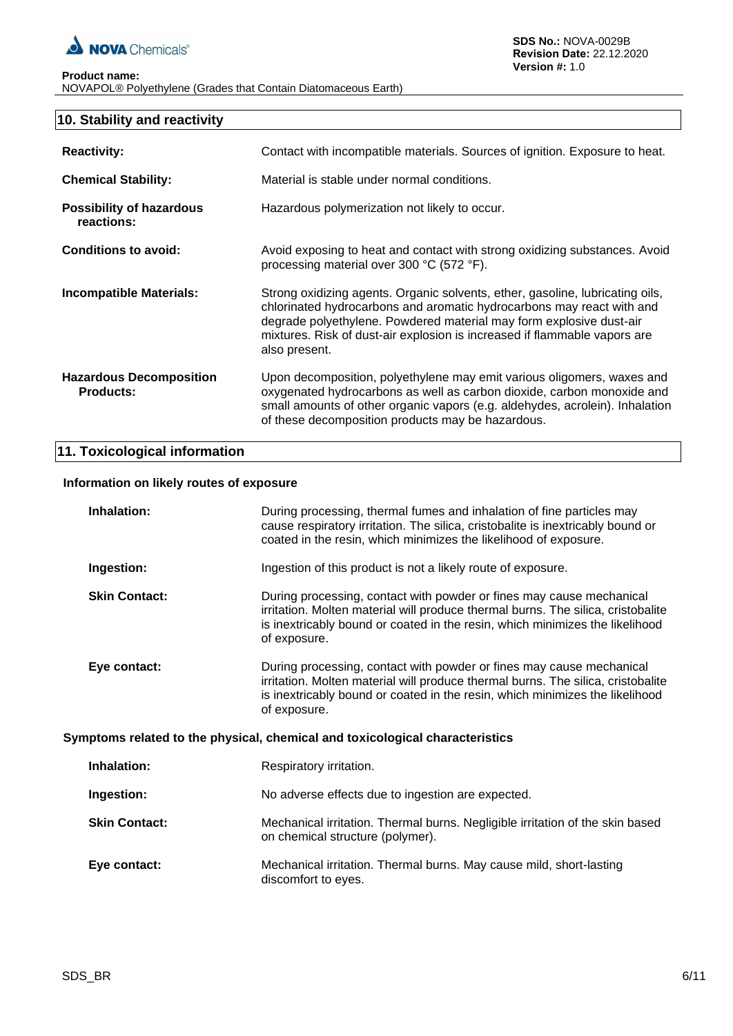## 10. Stability and reactivity

**Reactivity:** Contact with incompatible materials. Sources of ignition. Exposure to heat.

**Chemical Stability:** Material is stable under normal conditions.

**Possibility of hazardous reactions:** Hazardous polymerization not likely to occur.

**Conditions to avoid:** Avoid exposing to heat and contact with strong oxidizing substances. Avoid processing material over 300 °C (572 °F).

**Incompatible Materials:** Strong oxidizing agents. Organic solvents, ether, gasoline, lubricating oils, chlorinated hydrocarbons and aromatic hydrocarbons may react with and degrade polyethylene. Powdered material may form explosive dust-air mixtures. Risk of dust-air explosion is increased if flammable vapors are also present.

**Hazardous Decomposition Products:** Upon decomposition, polyethylene may emit various oligomers, waxes and oxygenated hydrocarbons as well as carbon dioxide, carbon monoxide and small amounts of other organic vapors (e.g. aldehydes, acrolein). Inhalation of these decomposition products may be hazardous.

## 11. Toxicological information

### Information on likely routes of exposure

**Inhalation:** During processing, thermal fumes and inhalation of fine particles may cause respiratory irritation. The silica, cristobalite is inextricably bound or coated in the resin, which minimizes the likelihood of exposure.

**Ingestion:** Ingestion of this product is not a likely route of exposure.

**Skin Contact:** During processing, contact with powder or fines may cause mechanical irritation. Molten material will produce thermal burns. The silica, cristobalite is inextricably bound or coated in the resin, which minimizes the likelihood of exposure.

**Eye contact:** During processing, contact with powder or fines may cause mechanical irritation. Molten material will produce thermal burns. The silica, cristobalite is inextricably bound or coated in the resin, which minimizes the likelihood of exposure.

### Symptoms related to the physical, chemical and toxicological characteristics

**Inhalation:** Respiratory irritation.

**Ingestion:** No adverse effects due to ingestion are expected.

**Skin Contact:** Mechanical irritation. Thermal burns. Negligible irritation of the skin based on chemical structure (polymer).

**Eye contact:** Mechanical irritation. Thermal burns. May cause mild, short-lasting discomfort to eyes.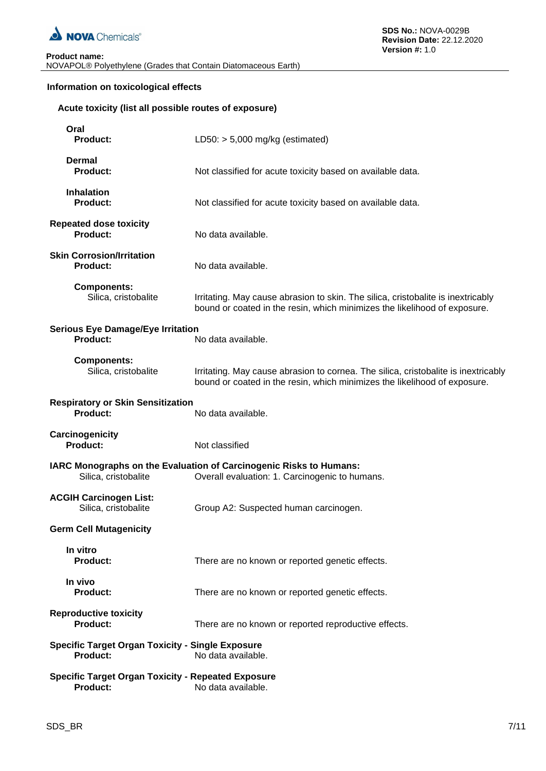## Information on toxicological effects

### Acute toxicity (list all possible routes of exposure)

**Oral**
**Product:** LD50: > 5,000 mg/kg (estimated)

**Dermal**
**Product:** Not classified for acute toxicity based on available data.

**Inhalation**
**Product:** Not classified for acute toxicity based on available data.

**Repeated dose toxicity**
**Product:** No data available.

**Skin Corrosion/Irritation**
**Product:** No data available.

**Components:**
Silica, cristobalite: Irritating. May cause abrasion to skin. The silica, cristobalite is inextricably bound or coated in the resin, which minimizes the likelihood of exposure.

**Serious Eye Damage/Eye Irritation**
**Product:** No data available.

**Components:**
Silica, cristobalite: Irritating. May cause abrasion to cornea. The silica, cristobalite is inextricably bound or coated in the resin, which minimizes the likelihood of exposure.

**Respiratory or Skin Sensitization**
**Product:** No data available.

**Carcinogenicity**
**Product:** Not classified

**IARC Monographs on the Evaluation of Carcinogenic Risks to Humans:**
Silica, cristobalite: Overall evaluation: 1. Carcinogenic to humans.

**ACGIH Carcinogen List:**
Silica, cristobalite: Group A2: Suspected human carcinogen.

**Germ Cell Mutagenicity**

**In vitro**
**Product:** There are no known or reported genetic effects.

**In vivo**
**Product:** There are no known or reported genetic effects.

**Reproductive toxicity**
**Product:** There are no known or reported reproductive effects.

**Specific Target Organ Toxicity - Single Exposure**
**Product:** No data available.

**Specific Target Organ Toxicity - Repeated Exposure**
**Product:** No data available.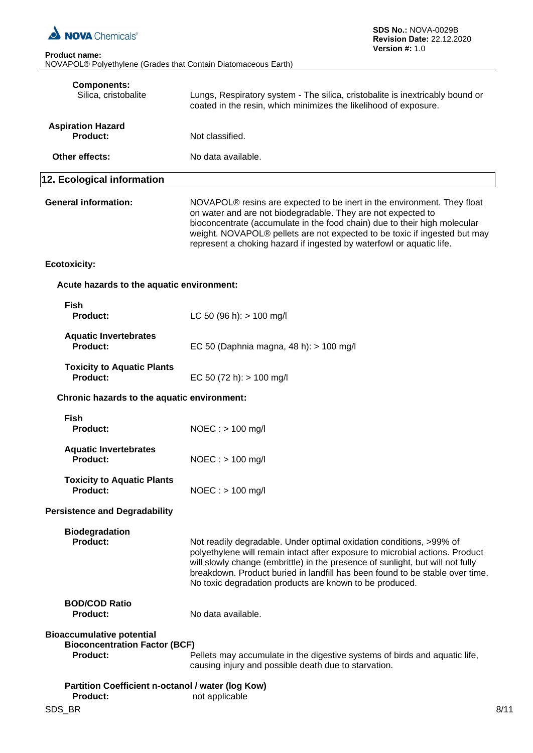**Components:**

Silica, cristobalite — Lungs, Respiratory system - The silica, cristobalite is inextricably bound or coated in the resin, which minimizes the likelihood of exposure.

**Aspiration Hazard**

**Product:** Not classified.

**Other effects:** No data available.

## 12. Ecological information

**General information:** NOVAPOL® resins are expected to be inert in the environment. They float on water and are not biodegradable. They are not expected to bioconcentrate (accumulate in the food chain) due to their high molecular weight. NOVAPOL® pellets are not expected to be toxic if ingested but may represent a choking hazard if ingested by waterfowl or aquatic life.

**Ecotoxicity:**

**Acute hazards to the aquatic environment:**

**Fish**

**Product:** LC 50 (96 h): > 100 mg/l

**Aquatic Invertebrates**

**Product:** EC 50 (Daphnia magna, 48 h): > 100 mg/l

**Toxicity to Aquatic Plants**

**Product:** EC 50 (72 h): > 100 mg/l

**Chronic hazards to the aquatic environment:**

**Fish**

**Product:** NOEC : > 100 mg/l

**Aquatic Invertebrates**

**Product:** NOEC : > 100 mg/l

**Toxicity to Aquatic Plants**

**Product:** NOEC : > 100 mg/l

**Persistence and Degradability**

**Biodegradation**

**Product:** Not readily degradable. Under optimal oxidation conditions, >99% of polyethylene will remain intact after exposure to microbial actions. Product will slowly change (embrittle) in the presence of sunlight, but will not fully breakdown. Product buried in landfill has been found to be stable over time. No toxic degradation products are known to be produced.

**BOD/COD Ratio**

**Product:** No data available.

**Bioaccumulative potential**

**Bioconcentration Factor (BCF)**

**Product:** Pellets may accumulate in the digestive systems of birds and aquatic life, causing injury and possible death due to starvation.

**Partition Coefficient n-octanol / water (log Kow)**

**Product:** not applicable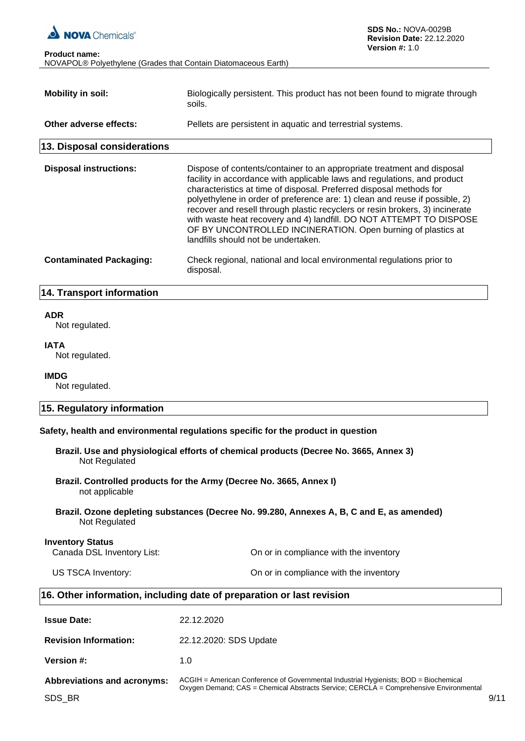**Mobility in soil:** Biologically persistent. This product has not been found to migrate through soils.

**Other adverse effects:** Pellets are persistent in aquatic and terrestrial systems.

## 13. Disposal considerations

**Disposal instructions:** Dispose of contents/container to an appropriate treatment and disposal facility in accordance with applicable laws and regulations, and product characteristics at time of disposal. Preferred disposal methods for polyethylene in order of preference are: 1) clean and reuse if possible, 2) recover and resell through plastic recyclers or resin brokers, 3) incinerate with waste heat recovery and 4) landfill. DO NOT ATTEMPT TO DISPOSE OF BY UNCONTROLLED INCINERATION. Open burning of plastics at landfills should not be undertaken.

**Contaminated Packaging:** Check regional, national and local environmental regulations prior to disposal.

## 14. Transport information

**ADR**
Not regulated.

**IATA**
Not regulated.

**IMDG**
Not regulated.

## 15. Regulatory information

**Safety, health and environmental regulations specific for the product in question**

**Brazil. Use and physiological efforts of chemical products (Decree No. 3665, Annex 3)**
Not Regulated

**Brazil. Controlled products for the Army (Decree No. 3665, Annex I)**
not applicable

**Brazil. Ozone depleting substances (Decree No. 99.280, Annexes A, B, C and E, as amended)**
Not Regulated

**Inventory Status**

| | |
|---|---|
| Canada DSL Inventory List: | On or in compliance with the inventory |
| US TSCA Inventory: | On or in compliance with the inventory |

## 16. Other information, including date of preparation or last revision

**Issue Date:** 22.12.2020

**Revision Information:** 22.12.2020: SDS Update

**Version #:** 1.0

**Abbreviations and acronyms:** ACGIH = American Conference of Governmental Industrial Hygienists; BOD = Biochemical Oxygen Demand; CAS = Chemical Abstracts Service; CERCLA = Comprehensive Environmental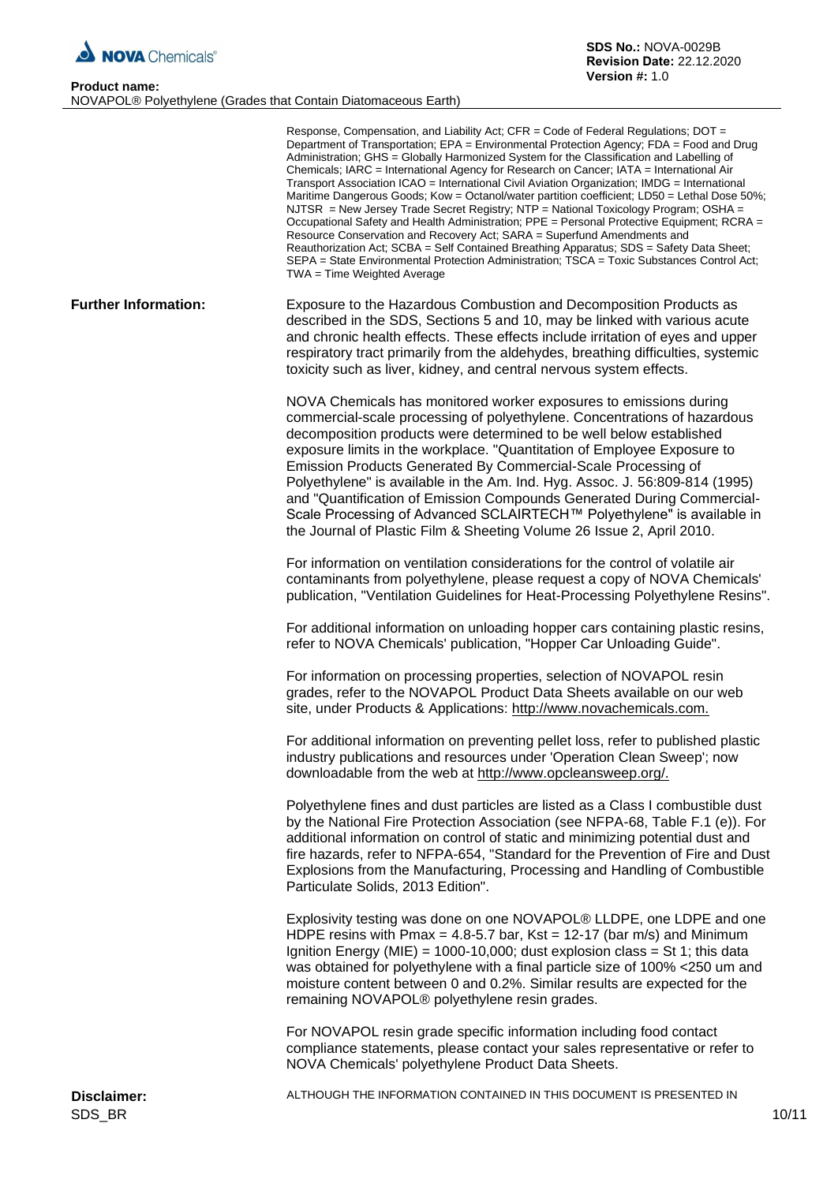Response, Compensation, and Liability Act; CFR = Code of Federal Regulations; DOT = Department of Transportation; EPA = Environmental Protection Agency; FDA = Food and Drug Administration; GHS = Globally Harmonized System for the Classification and Labelling of Chemicals; IARC = International Agency for Research on Cancer; IATA = International Air Transport Association ICAO = International Civil Aviation Organization; IMDG = International Maritime Dangerous Goods; Kow = Octanol/water partition coefficient; LD50 = Lethal Dose 50%; NJTSR = New Jersey Trade Secret Registry; NTP = National Toxicology Program; OSHA = Occupational Safety and Health Administration; PPE = Personal Protective Equipment; RCRA = Resource Conservation and Recovery Act; SARA = Superfund Amendments and Reauthorization Act; SCBA = Self Contained Breathing Apparatus; SDS = Safety Data Sheet; SEPA = State Environmental Protection Administration; TSCA = Toxic Substances Control Act; TWA = Time Weighted Average

**Further Information:**

Exposure to the Hazardous Combustion and Decomposition Products as described in the SDS, Sections 5 and 10, may be linked with various acute and chronic health effects. These effects include irritation of eyes and upper respiratory tract primarily from the aldehydes, breathing difficulties, systemic toxicity such as liver, kidney, and central nervous system effects.

NOVA Chemicals has monitored worker exposures to emissions during commercial-scale processing of polyethylene. Concentrations of hazardous decomposition products were determined to be well below established exposure limits in the workplace. "Quantitation of Employee Exposure to Emission Products Generated By Commercial-Scale Processing of Polyethylene" is available in the Am. Ind. Hyg. Assoc. J. 56:809-814 (1995) and "Quantification of Emission Compounds Generated During Commercial-Scale Processing of Advanced SCLAIRTECH™ Polyethylene" is available in the Journal of Plastic Film & Sheeting Volume 26 Issue 2, April 2010.

For information on ventilation considerations for the control of volatile air contaminants from polyethylene, please request a copy of NOVA Chemicals' publication, "Ventilation Guidelines for Heat-Processing Polyethylene Resins".

For additional information on unloading hopper cars containing plastic resins, refer to NOVA Chemicals' publication, "Hopper Car Unloading Guide".

For information on processing properties, selection of NOVAPOL resin grades, refer to the NOVAPOL Product Data Sheets available on our web site, under Products & Applications: http://www.novachemicals.com.

For additional information on preventing pellet loss, refer to published plastic industry publications and resources under 'Operation Clean Sweep'; now downloadable from the web at http://www.opcleansweep.org/.

Polyethylene fines and dust particles are listed as a Class I combustible dust by the National Fire Protection Association (see NFPA-68, Table F.1 (e)). For additional information on control of static and minimizing potential dust and fire hazards, refer to NFPA-654, "Standard for the Prevention of Fire and Dust Explosions from the Manufacturing, Processing and Handling of Combustible Particulate Solids, 2013 Edition".

Explosivity testing was done on one NOVAPOL® LLDPE, one LDPE and one HDPE resins with Pmax = 4.8-5.7 bar, Kst = 12-17 (bar m/s) and Minimum Ignition Energy (MIE) = 1000-10,000; dust explosion class = St 1; this data was obtained for polyethylene with a final particle size of 100% <250 um and moisture content between 0 and 0.2%. Similar results are expected for the remaining NOVAPOL® polyethylene resin grades.

For NOVAPOL resin grade specific information including food contact compliance statements, please contact your sales representative or refer to NOVA Chemicals' polyethylene Product Data Sheets.

**Disclaimer:**

ALTHOUGH THE INFORMATION CONTAINED IN THIS DOCUMENT IS PRESENTED IN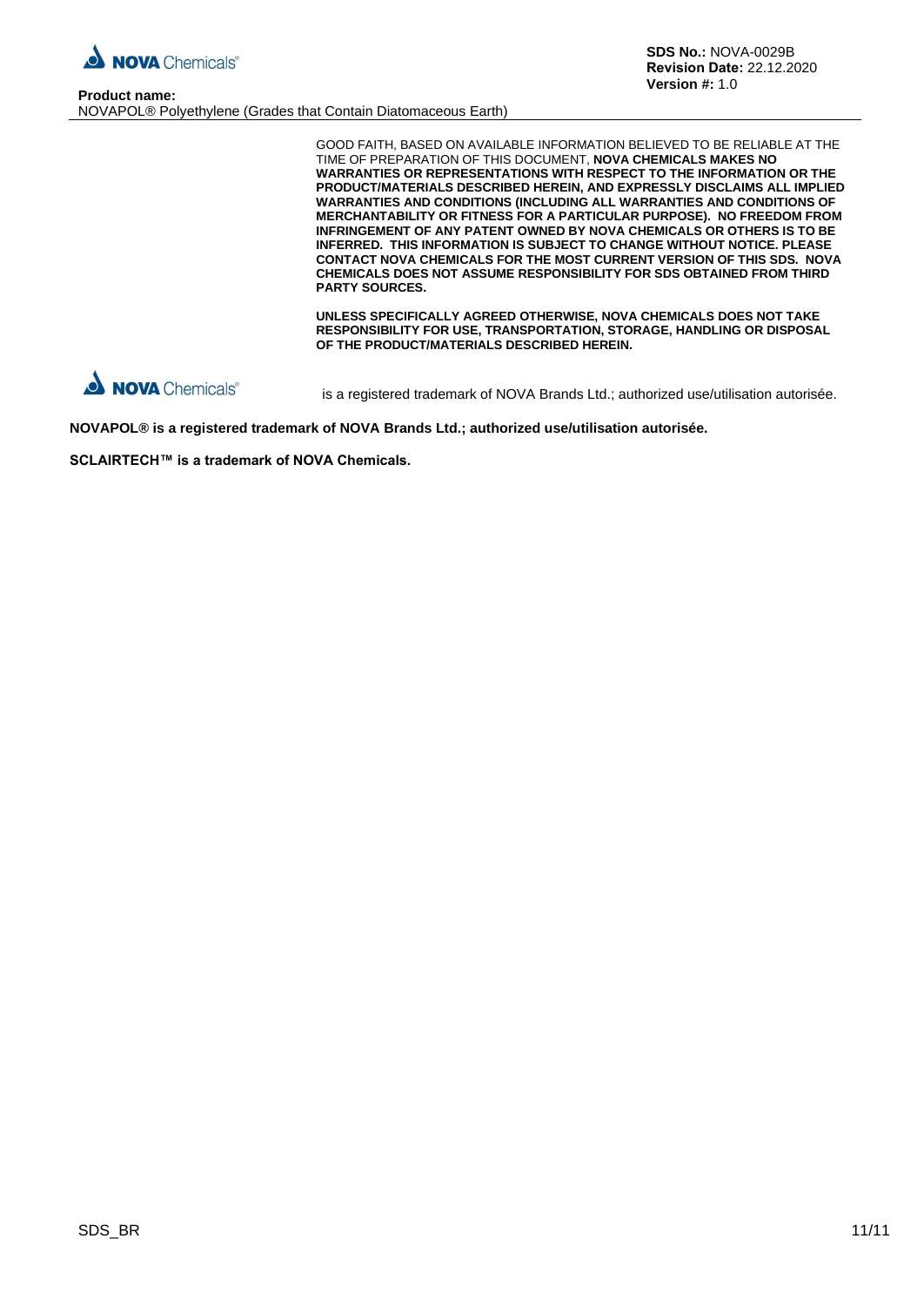GOOD FAITH, BASED ON AVAILABLE INFORMATION BELIEVED TO BE RELIABLE AT THE TIME OF PREPARATION OF THIS DOCUMENT, **NOVA CHEMICALS MAKES NO WARRANTIES OR REPRESENTATIONS WITH RESPECT TO THE INFORMATION OR THE PRODUCT/MATERIALS DESCRIBED HEREIN, AND EXPRESSLY DISCLAIMS ALL IMPLIED WARRANTIES AND CONDITIONS (INCLUDING ALL WARRANTIES AND CONDITIONS OF MERCHANTABILITY OR FITNESS FOR A PARTICULAR PURPOSE). NO FREEDOM FROM INFRINGEMENT OF ANY PATENT OWNED BY NOVA CHEMICALS OR OTHERS IS TO BE INFERRED. THIS INFORMATION IS SUBJECT TO CHANGE WITHOUT NOTICE. PLEASE CONTACT NOVA CHEMICALS FOR THE MOST CURRENT VERSION OF THIS SDS. NOVA CHEMICALS DOES NOT ASSUME RESPONSIBILITY FOR SDS OBTAINED FROM THIRD PARTY SOURCES.**

**UNLESS SPECIFICALLY AGREED OTHERWISE, NOVA CHEMICALS DOES NOT TAKE RESPONSIBILITY FOR USE, TRANSPORTATION, STORAGE, HANDLING OR DISPOSAL OF THE PRODUCT/MATERIALS DESCRIBED HEREIN.**

NOVA Chemicals® is a registered trademark of NOVA Brands Ltd.; authorized use/utilisation autorisée.

**NOVAPOL® is a registered trademark of NOVA Brands Ltd.; authorized use/utilisation autorisée.**

**SCLAIRTECH™ is a trademark of NOVA Chemicals.**